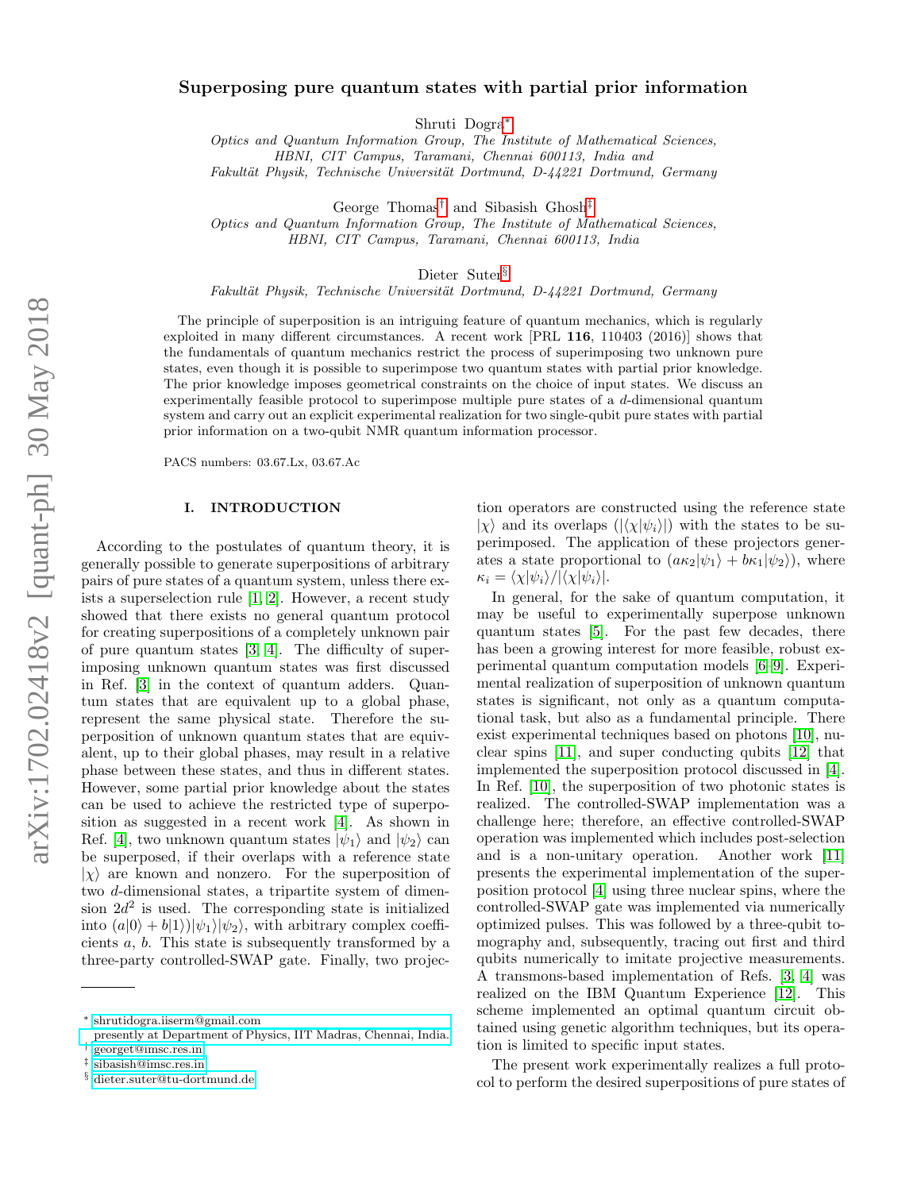# Superposing pure quantum states with partial prior information

Shruti Dogra[*]

*Optics and Quantum Information Group, The Institute of Mathematical Sciences, HBNI, CIT Campus, Taramani, Chennai 600113, India and Fakultät Physik, Technische Universität Dortmund, D-44221 Dortmund, Germany*

George Thomas[†] and Sibasish Ghosh[‡]

*Optics and Quantum Information Group, The Institute of Mathematical Sciences, HBNI, CIT Campus, Taramani, Chennai 600113, India*

Dieter Suter[§]

*Fakultät Physik, Technische Universität Dortmund, D-44221 Dortmund, Germany*

The principle of superposition is an intriguing feature of quantum mechanics, which is regularly exploited in many different circumstances. A recent work [PRL **116**, 110403 (2016)] shows that the fundamentals of quantum mechanics restrict the process of superimposing two unknown pure states, even though it is possible to superimpose two quantum states with partial prior knowledge. The prior knowledge imposes geometrical constraints on the choice of input states. We discuss an experimentally feasible protocol to superimpose multiple pure states of a $d$-dimensional quantum system and carry out an explicit experimental realization for two single-qubit pure states with partial prior information on a two-qubit NMR quantum information processor.

PACS numbers: 03.67.Lx, 03.67.Ac

## I. INTRODUCTION

According to the postulates of quantum theory, it is generally possible to generate superpositions of arbitrary pairs of pure states of a quantum system, unless there exists a superselection rule [1, 2]. However, a recent study showed that there exists no general quantum protocol for creating superpositions of a completely unknown pair of pure quantum states [3, 4]. The difficulty of superimposing unknown quantum states was first discussed in Ref. [3] in the context of quantum adders. Quantum states that are equivalent up to a global phase, represent the same physical state. Therefore the superposition of unknown quantum states that are equivalent, up to their global phases, may result in a relative phase between these states, and thus in different states. However, some partial prior knowledge about the states can be used to achieve the restricted type of superposition as suggested in a recent work [4]. As shown in Ref. [4], two unknown quantum states $|\psi_1\rangle$ and $|\psi_2\rangle$ can be superposed, if their overlaps with a reference state $|\chi\rangle$ are known and nonzero. For the superposition of two $d$-dimensional states, a tripartite system of dimension $2d^2$ is used. The corresponding state is initialized into $(a|0\rangle + b|1\rangle)|\psi_1\rangle|\psi_2\rangle$, with arbitrary complex coefficients $a$, $b$. This state is subsequently transformed by a three-party controlled-SWAP gate. Finally, two projection operators are constructed using the reference state $|\chi\rangle$ and its overlaps ($|\langle\chi|\psi_i\rangle|$) with the states to be superimposed. The application of these projectors generates a state proportional to $(a\kappa_2|\psi_1\rangle + b\kappa_1|\psi_2\rangle)$, where $\kappa_i = \langle\chi|\psi_i\rangle/|\langle\chi|\psi_i\rangle|$.

In general, for the sake of quantum computation, it may be useful to experimentally superpose unknown quantum states [5]. For the past few decades, there has been a growing interest for more feasible, robust experimental quantum computation models [6–9]. Experimental realization of superposition of unknown quantum states is significant, not only as a quantum computational task, but also as a fundamental principle. There exist experimental techniques based on photons [10], nuclear spins [11], and super conducting qubits [12] that implemented the superposition protocol discussed in [4]. In Ref. [10], the superposition of two photonic states is realized. The controlled-SWAP implementation was a challenge here; therefore, an effective controlled-SWAP operation was implemented which includes post-selection and is a non-unitary operation. Another work [11] presents the experimental implementation of the superposition protocol [4] using three nuclear spins, where the controlled-SWAP gate was implemented via numerically optimized pulses. This was followed by a three-qubit tomography and, subsequently, tracing out first and third qubits numerically to imitate projective measurements. A transmons-based implementation of Refs. [3, 4] was realized on the IBM Quantum Experience [12]. This scheme implemented an optimal quantum circuit obtained using genetic algorithm techniques, but its operation is limited to specific input states.

The present work experimentally realizes a full protocol to perform the desired superpositions of pure states of

---

[*] shrutidogra.iiserm@gmail.com  
presently at Department of Physics, IIT Madras, Chennai, India.  
[†] georget@imsc.res.in  
[‡] sibasish@imsc.res.in  
[§] dieter.suter@tu-dortmund.de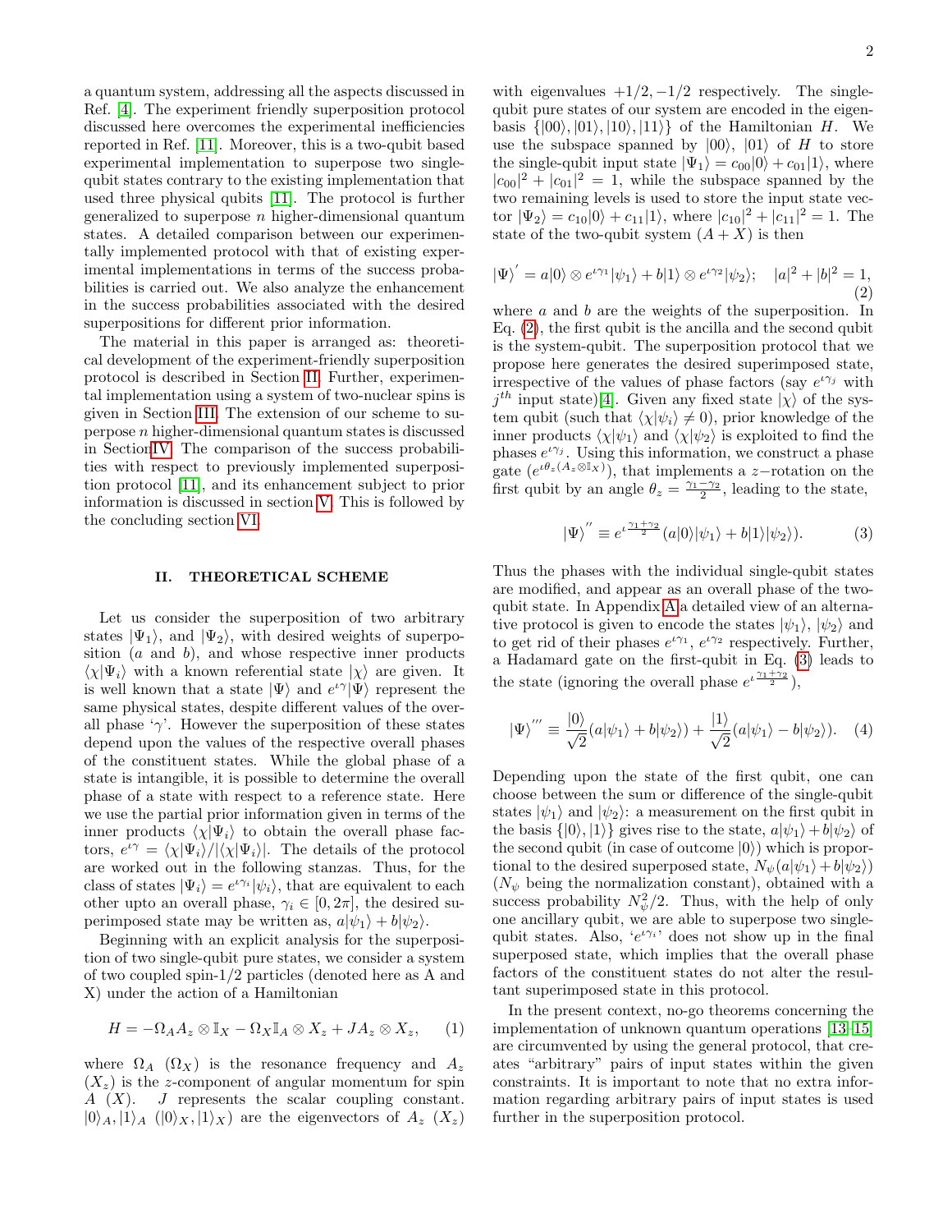a quantum system, addressing all the aspects discussed in Ref. [4]. The experiment friendly superposition protocol discussed here overcomes the experimental inefficiencies reported in Ref. [11]. Moreover, this is a two-qubit based experimental implementation to superpose two single-qubit states contrary to the existing implementation that used three physical qubits [11]. The protocol is further generalized to superpose $n$ higher-dimensional quantum states. A detailed comparison between our experimentally implemented protocol with that of existing experimental implementations in terms of the success probabilities is carried out. We also analyze the enhancement in the success probabilities associated with the desired superpositions for different prior information.

The material in this paper is arranged as: theoretical development of the experiment-friendly superposition protocol is described in Section II. Further, experimental implementation using a system of two-nuclear spins is given in Section III. The extension of our scheme to superpose $n$ higher-dimensional quantum states is discussed in SectionIV. The comparison of the success probabilities with respect to previously implemented superposition protocol [11], and its enhancement subject to prior information is discussed in section V. This is followed by the concluding section VI.

## II. THEORETICAL SCHEME

Let us consider the superposition of two arbitrary states $|\Psi_1\rangle$, and $|\Psi_2\rangle$, with desired weights of superposition ($a$ and $b$), and whose respective inner products $\langle\chi|\Psi_i\rangle$ with a known referential state $|\chi\rangle$ are given. It is well known that a state $|\Psi\rangle$ and $e^{\iota\gamma}|\Psi\rangle$ represent the same physical states, despite different values of the overall phase '$\gamma$'. However the superposition of these states depend upon the values of the respective overall phases of the constituent states. While the global phase of a state is intangible, it is possible to determine the overall phase of a state with respect to a reference state. Here we use the partial prior information given in terms of the inner products $\langle\chi|\Psi_i\rangle$ to obtain the overall phase factors, $e^{\iota\gamma} = \langle\chi|\Psi_i\rangle/|\langle\chi|\Psi_i\rangle|$. The details of the protocol are worked out in the following stanzas. Thus, for the class of states $|\Psi_i\rangle = e^{\iota\gamma_i}|\psi_i\rangle$, that are equivalent to each other upto an overall phase, $\gamma_i \in [0, 2\pi]$, the desired superimposed state may be written as, $a|\psi_1\rangle + b|\psi_2\rangle$.

Beginning with an explicit analysis for the superposition of two single-qubit pure states, we consider a system of two coupled spin-1/2 particles (denoted here as A and X) under the action of a Hamiltonian

$$H = -\Omega_A A_z \otimes \mathbb{I}_X - \Omega_X \mathbb{I}_A \otimes X_z + J A_z \otimes X_z, \tag{1}$$

where $\Omega_A$ ($\Omega_X$) is the resonance frequency and $A_z$ ($X_z$) is the $z$-component of angular momentum for spin $A$ ($X$). $J$ represents the scalar coupling constant. $|0\rangle_A, |1\rangle_A$ ($|0\rangle_X, |1\rangle_X$) are the eigenvectors of $A_z$ ($X_z$) with eigenvalues $+1/2, -1/2$ respectively. The single-qubit pure states of our system are encoded in the eigenbasis $\{|00\rangle, |01\rangle, |10\rangle, |11\rangle\}$ of the Hamiltonian $H$. We use the subspace spanned by $|00\rangle$, $|01\rangle$ of $H$ to store the single-qubit input state $|\Psi_1\rangle = c_{00}|0\rangle + c_{01}|1\rangle$, where $|c_{00}|^2 + |c_{01}|^2 = 1$, while the subspace spanned by the two remaining levels is used to store the input state vector $|\Psi_2\rangle = c_{10}|0\rangle + c_{11}|1\rangle$, where $|c_{10}|^2 + |c_{11}|^2 = 1$. The state of the two-qubit system $(A + X)$ is then

$$|\Psi\rangle^{'} = a|0\rangle \otimes e^{\iota\gamma_1}|\psi_1\rangle + b|1\rangle \otimes e^{\iota\gamma_2}|\psi_2\rangle; \quad |a|^2 + |b|^2 = 1, \tag{2}$$

where $a$ and $b$ are the weights of the superposition. In Eq. (2), the first qubit is the ancilla and the second qubit is the system-qubit. The superposition protocol that we propose here generates the desired superimposed state, irrespective of the values of phase factors (say $e^{\iota\gamma_j}$ with $j^{th}$ input state)[4]. Given any fixed state $|\chi\rangle$ of the system qubit (such that $\langle\chi|\psi_i\rangle \neq 0$), prior knowledge of the inner products $\langle\chi|\psi_1\rangle$ and $\langle\chi|\psi_2\rangle$ is exploited to find the phases $e^{\iota\gamma_j}$. Using this information, we construct a phase gate ($e^{\iota\theta_z(A_z\otimes\mathbb{I}_X)}$), that implements a $z-$rotation on the first qubit by an angle $\theta_z = \frac{\gamma_1-\gamma_2}{2}$, leading to the state,

$$|\Psi\rangle^{''} \equiv e^{\iota\frac{\gamma_1+\gamma_2}{2}}(a|0\rangle|\psi_1\rangle + b|1\rangle|\psi_2\rangle). \tag{3}$$

Thus the phases with the individual single-qubit states are modified, and appear as an overall phase of the two-qubit state. In Appendix A a detailed view of an alternative protocol is given to encode the states $|\psi_1\rangle$, $|\psi_2\rangle$ and to get rid of their phases $e^{\iota\gamma_1}$, $e^{\iota\gamma_2}$ respectively. Further, a Hadamard gate on the first-qubit in Eq. (3) leads to the state (ignoring the overall phase $e^{\iota\frac{\gamma_1+\gamma_2}{2}}$),

$$|\Psi\rangle^{'''} \equiv \frac{|0\rangle}{\sqrt{2}}(a|\psi_1\rangle + b|\psi_2\rangle) + \frac{|1\rangle}{\sqrt{2}}(a|\psi_1\rangle - b|\psi_2\rangle). \tag{4}$$

Depending upon the state of the first qubit, one can choose between the sum or difference of the single-qubit states $|\psi_1\rangle$ and $|\psi_2\rangle$: a measurement on the first qubit in the basis $\{|0\rangle, |1\rangle\}$ gives rise to the state, $a|\psi_1\rangle + b|\psi_2\rangle$ of the second qubit (in case of outcome $|0\rangle$) which is proportional to the desired superposed state, $N_\psi(a|\psi_1\rangle + b|\psi_2\rangle)$ ($N_\psi$ being the normalization constant), obtained with a success probability $N_\psi^2/2$. Thus, with the help of only one ancillary qubit, we are able to superpose two single-qubit states. Also, '$e^{\iota\gamma_i}$' does not show up in the final superposed state, which implies that the overall phase factors of the constituent states do not alter the resultant superimposed state in this protocol.

In the present context, no-go theorems concerning the implementation of unknown quantum operations [13–15] are circumvented by using the general protocol, that creates "arbitrary" pairs of input states within the given constraints. It is important to note that no extra information regarding arbitrary pairs of input states is used further in the superposition protocol.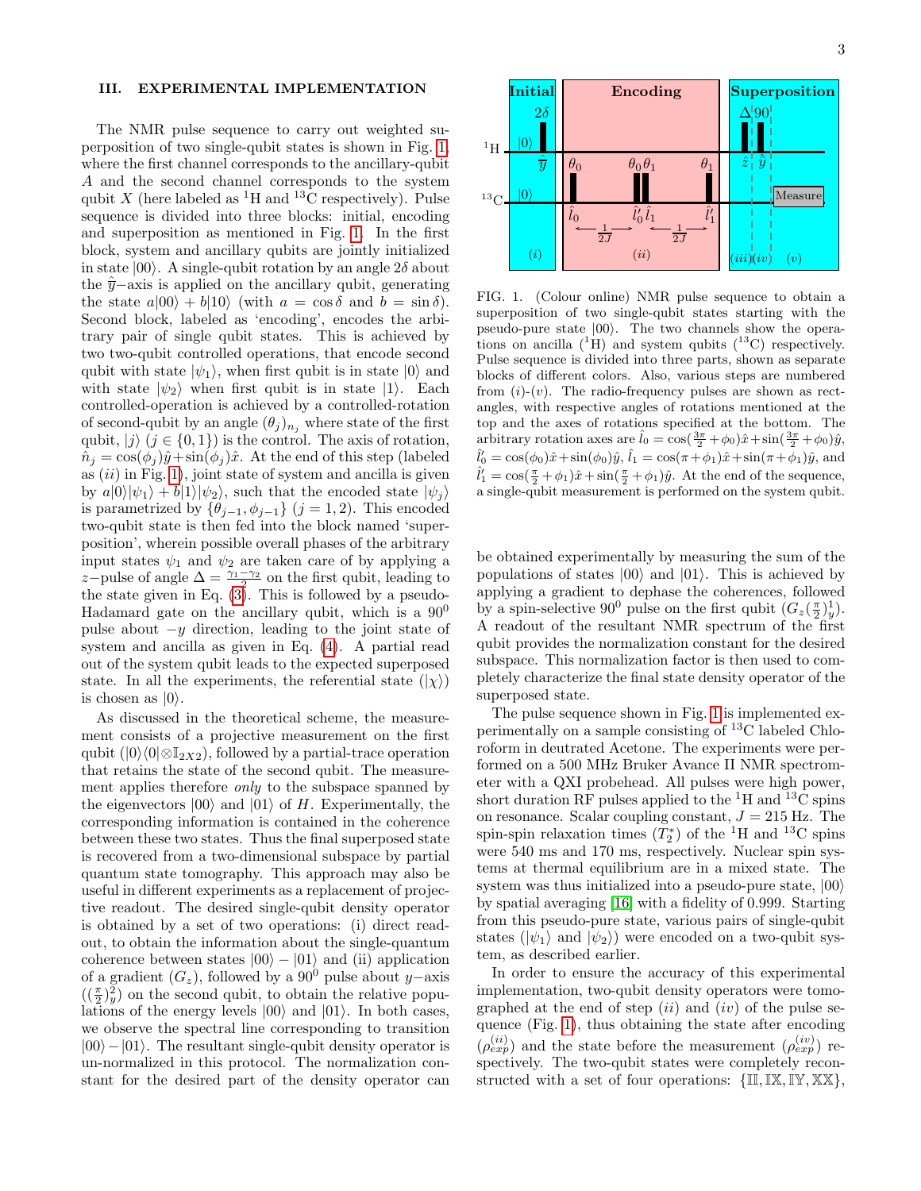## III. EXPERIMENTAL IMPLEMENTATION

The NMR pulse sequence to carry out weighted superposition of two single-qubit states is shown in Fig. 1, where the first channel corresponds to the ancillary-qubit $A$ and the second channel corresponds to the system qubit $X$ (here labeled as $^1$H and $^{13}$C respectively). Pulse sequence is divided into three blocks: initial, encoding and superposition as mentioned in Fig. 1. In the first block, system and ancillary qubits are jointly initialized in state $|00\rangle$. A single-qubit rotation by an angle $2\delta$ about the $\bar{y}$−axis is applied on the ancillary qubit, generating the state $a|00\rangle + b|10\rangle$ (with $a = \cos\delta$ and $b = \sin\delta$). Second block, labeled as 'encoding', encodes the arbitrary pair of single qubit states. This is achieved by two two-qubit controlled operations, that encode second qubit with state $|\psi_1\rangle$, when first qubit is in state $|0\rangle$ and with state $|\psi_2\rangle$ when first qubit is in state $|1\rangle$. Each controlled-operation is achieved by a single-qubit rotation of second-qubit by an angle $(\theta_j)_{n_j}$ where state of the first qubit, $|j\rangle$ ($j \in \{0,1\}$) is the control. The axis of rotation, $\hat{n}_j = \cos(\phi_j)\hat{y} + \sin(\phi_j)\hat{x}$. At the end of this step (labeled as $(ii)$ in Fig. 1), joint state of system and ancilla is given by $a|0\rangle|\psi_1\rangle + b|1\rangle|\psi_2\rangle$, such that the encoded state $|\psi_j\rangle$ is parametrized by $\{\theta_{j-1}, \phi_{j-1}\}$ ($j = 1, 2$). This encoded two-qubit state is then fed into the block named 'superposition', wherein possible overall phases of the arbitrary input states $\psi_1$ and $\psi_2$ are taken care of by applying a $z$−pulse of angle $\Delta = \frac{\gamma_1 - \gamma_2}{2}$ on the first qubit, leading to the state given in Eq. (3). This is followed by a pseudo-Hadamard gate on the ancillary qubit, which is a $90^0$ pulse about $-y$ direction, leading to the joint state of system and ancilla as given in Eq. (4). A partial read out of the system qubit leads to the expected superposed state. In all the experiments, the referential state ($|\chi\rangle$) is chosen as $|0\rangle$.

As discussed in the theoretical scheme, the measurement consists of a projective measurement on the first qubit ($|0\rangle\langle 0| \otimes \mathbb{I}_{2X2}$), followed by a partial-trace operation that retains the state of the second qubit. The measurement applies therefore *only* to the subspace spanned by the eigenvectors $|00\rangle$ and $|01\rangle$ of $H$. Experimentally, the corresponding information is contained in the coherence between these two states. Thus the final superposed state is recovered from a two-dimensional subspace by partial quantum state tomography. This approach may also be useful in different experiments as a replacement of projective readout. The desired single-qubit density operator is obtained by a set of two operations: (i) direct readout, to obtain the information about the single-quantum coherence between states $|00\rangle - |01\rangle$ and (ii) application of a gradient ($G_z$), followed by a $90^0$ pulse about $y$−axis $((\frac{\pi}{2})_y^2)$ on the second qubit, to obtain the relative populations of the energy levels $|00\rangle$ and $|01\rangle$. In both cases, we observe the spectral line corresponding to transition $|00\rangle - |01\rangle$. The resultant single-qubit density operator is un-normalized in this protocol. The normalization constant for the desired part of the density operator can be obtained experimentally by measuring the sum of the populations of states $|00\rangle$ and $|01\rangle$. This is achieved by applying a gradient to dephase the coherences, followed by a spin-selective $90^0$ pulse on the first qubit ($G_z(\frac{\pi}{2})_y^1$). A readout of the resultant NMR spectrum of the first qubit provides the normalization constant for the desired subspace. This normalization factor is then used to completely characterize the final state density operator of the superposed state.

FIG. 1. (Colour online) NMR pulse sequence to obtain a superposition of two single-qubit states starting with the pseudo-pure state $|00\rangle$. The two channels show the operations on ancilla ($^1$H) and system qubits ($^{13}$C) respectively. Pulse sequence is divided into three parts, shown as separate blocks of different colors. Also, various steps are numbered from $(i)$-$(v)$. The radio-frequency pulses are shown as rectangles, with respective angles of rotations mentioned at the top and the axes of rotations specified at the bottom. The arbitrary rotation axes are $\hat{l}_0 = \cos(\frac{3\pi}{2} + \phi_0)\hat{x} + \sin(\frac{3\pi}{2} + \phi_0)\hat{y}$, $\hat{l}_0' = \cos(\phi_0)\hat{x} + \sin(\phi_0)\hat{y}$, $\hat{l}_1 = \cos(\pi + \phi_1)\hat{x} + \sin(\pi + \phi_1)\hat{y}$, and $\hat{l}_1' = \cos(\frac{\pi}{2} + \phi_1)\hat{x} + \sin(\frac{\pi}{2} + \phi_1)\hat{y}$. At the end of the sequence, a single-qubit measurement is performed on the system qubit.

The pulse sequence shown in Fig. 1 is implemented experimentally on a sample consisting of $^{13}$C labeled Chloroform in deutrated Acetone. The experiments were performed on a 500 MHz Bruker Avance II NMR spectrometer with a QXI probehead. All pulses were high power, short duration RF pulses applied to the $^1$H and $^{13}$C spins on resonance. Scalar coupling constant, $J = 215$ Hz. The spin-spin relaxation times ($T_2^*$) of the $^1$H and $^{13}$C spins were 540 ms and 170 ms, respectively. Nuclear spin systems at thermal equilibrium are in a mixed state. The system was thus initialized into a pseudo-pure state, $|00\rangle$ by spatial averaging [16] with a fidelity of 0.999. Starting from this pseudo-pure state, various pairs of single-qubit states ($|\psi_1\rangle$ and $|\psi_2\rangle$) were encoded on a two-qubit system, as described earlier.

In order to ensure the accuracy of this experimental implementation, two-qubit density operators were tomographed at the end of step $(ii)$ and $(iv)$ of the pulse sequence (Fig. 1), thus obtaining the state after encoding ($\rho_{exp}^{(ii)}$) and the state before the measurement ($\rho_{exp}^{(iv)}$) respectively. The two-qubit states were completely reconstructed with a set of four operations: $\{\mathbb{II}, \mathbb{IX}, \mathbb{IY}, \mathbb{XX}\}$,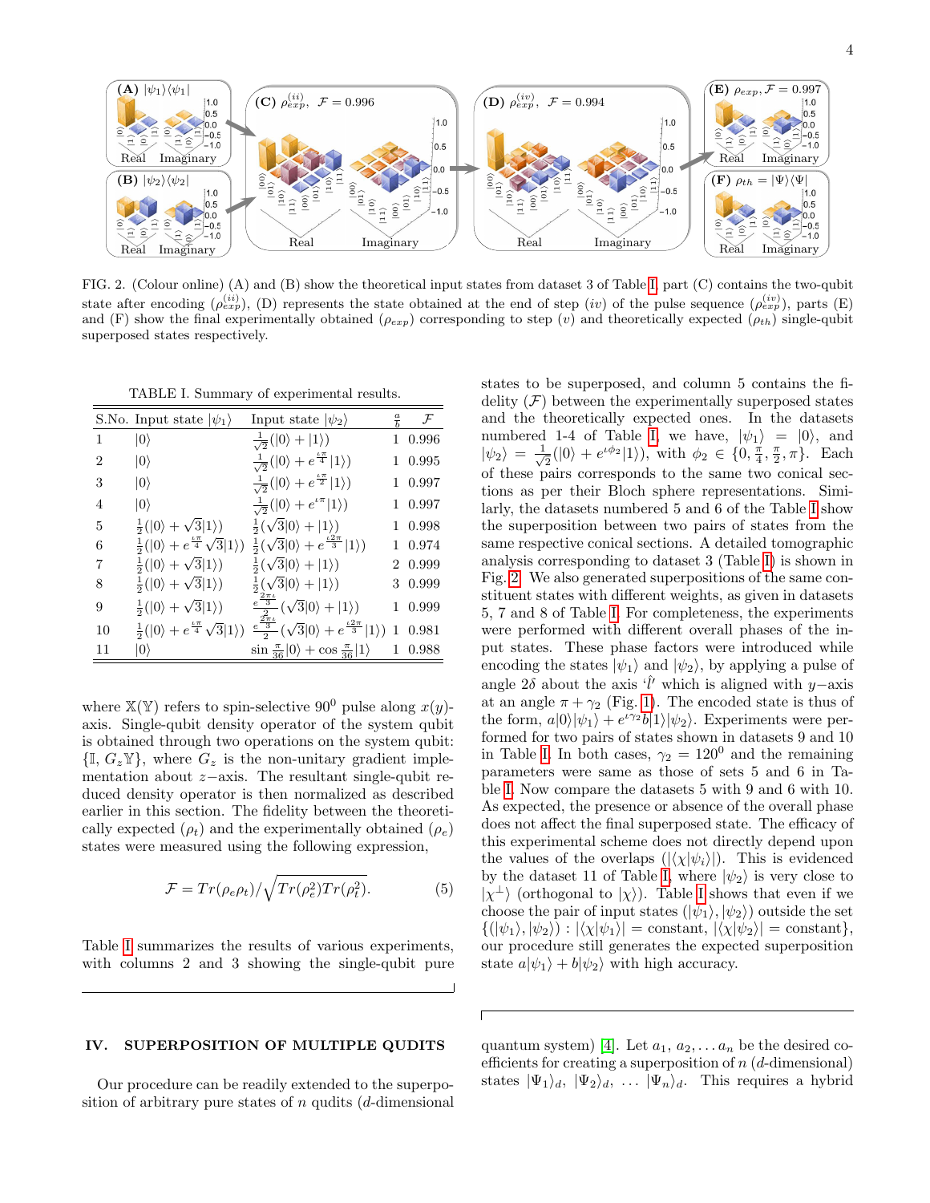FIG. 2. (Colour online) (A) and (B) show the theoretical input states from dataset 3 of Table I, part (C) contains the two-qubit state after encoding ($\rho_{exp}^{(ii)}$), (D) represents the state obtained at the end of step (*iv*) of the pulse sequence ($\rho_{exp}^{(iv)}$), parts (E) and (F) show the final experimentally obtained ($\rho_{exp}$) corresponding to step (*v*) and theoretically expected ($\rho_{th}$) single-qubit superposed states respectively.

TABLE I. Summary of experimental results.

| S.No. | Input state $\|\psi_1\rangle$ | Input state $\|\psi_2\rangle$ | $\frac{a}{b}$ | $\mathcal{F}$ |
|---|---|---|---|---|
| 1 | $\|0\rangle$ | $\frac{1}{\sqrt{2}}(\|0\rangle+\|1\rangle)$ | 1 | 0.996 |
| 2 | $\|0\rangle$ | $\frac{1}{\sqrt{2}}(\|0\rangle+e^{\frac{\iota\pi}{4}}\|1\rangle)$ | 1 | 0.995 |
| 3 | $\|0\rangle$ | $\frac{1}{\sqrt{2}}(\|0\rangle+e^{\frac{\iota\pi}{2}}\|1\rangle)$ | 1 | 0.997 |
| 4 | $\|0\rangle$ | $\frac{1}{\sqrt{2}}(\|0\rangle+e^{\iota\pi}\|1\rangle)$ | 1 | 0.997 |
| 5 | $\frac{1}{2}(\|0\rangle+\sqrt{3}\|1\rangle)$ | $\frac{1}{2}(\sqrt{3}\|0\rangle+\|1\rangle)$ | 1 | 0.998 |
| 6 | $\frac{1}{2}(\|0\rangle+e^{\frac{\iota\pi}{4}}\sqrt{3}\|1\rangle)$ | $\frac{1}{2}(\sqrt{3}\|0\rangle+e^{\frac{\iota 2\pi}{3}}\|1\rangle)$ | 1 | 0.974 |
| 7 | $\frac{1}{2}(\|0\rangle+\sqrt{3}\|1\rangle)$ | $\frac{1}{2}(\sqrt{3}\|0\rangle+\|1\rangle)$ | 2 | 0.999 |
| 8 | $\frac{1}{2}(\|0\rangle+\sqrt{3}\|1\rangle)$ | $\frac{1}{2}(\sqrt{3}\|0\rangle+\|1\rangle)$ | 3 | 0.999 |
| 9 | $\frac{1}{2}(\|0\rangle+\sqrt{3}\|1\rangle)$ | $\frac{e^{\frac{2\pi\iota}{3}}}{2}(\sqrt{3}\|0\rangle+\|1\rangle)$ | 1 | 0.999 |
| 10 | $\frac{1}{2}(\|0\rangle+e^{\frac{\iota\pi}{4}}\sqrt{3}\|1\rangle)$ | $\frac{e^{\frac{2\pi\iota}{3}}}{2}(\sqrt{3}\|0\rangle+e^{\frac{\iota 2\pi}{3}}\|1\rangle)$ | 1 | 0.981 |
| 11 | $\|0\rangle$ | $\sin\frac{\pi}{36}\|0\rangle+\cos\frac{\pi}{36}\|1\rangle$ | 1 | 0.988 |

where $\mathbb{X}(\mathbb{Y})$ refers to spin-selective $90^0$ pulse along $x(y)$-axis. Single-qubit density operator of the system qubit is obtained through two operations on the system qubit: $\{\mathbb{I}, G_z\mathbb{Y}\}$, where $G_z$ is the non-unitary gradient implementation about $z-$axis. The resultant single-qubit reduced density operator is then normalized as described earlier in this section. The fidelity between the theoretically expected ($\rho_t$) and the experimentally obtained ($\rho_e$) states were measured using the following expression,

$$\mathcal{F} = Tr(\rho_e\rho_t)/\sqrt{Tr(\rho_e^2)Tr(\rho_t^2)}. \tag{5}$$

Table I summarizes the results of various experiments, with columns 2 and 3 showing the single-qubit pure states to be superposed, and column 5 contains the fidelity ($\mathcal{F}$) between the experimentally superposed states and the theoretically expected ones. In the datasets numbered 1-4 of Table I, we have, $|\psi_1\rangle = |0\rangle$, and $|\psi_2\rangle = \frac{1}{\sqrt{2}}(|0\rangle + e^{\iota\phi_2}|1\rangle)$, with $\phi_2 \in \{0, \frac{\pi}{4}, \frac{\pi}{2}, \pi\}$. Each of these pairs corresponds to the same two conical sections as per their Bloch sphere representations. Similarly, the datasets numbered 5 and 6 of the Table I show the superposition between two pairs of states from the same respective conical sections. A detailed tomographic analysis corresponding to dataset 3 (Table I) is shown in Fig. 2. We also generated superpositions of the same constituent states with different weights, as given in datasets 5, 7 and 8 of Table I. For completeness, the experiments were performed with different overall phases of the input states. These phase factors were introduced while encoding the states $|\psi_1\rangle$ and $|\psi_2\rangle$, by applying a pulse of angle $2\delta$ about the axis '$\hat{l}$' which is aligned with $y-$axis at an angle $\pi+\gamma_2$ (Fig. 1). The encoded state is thus of the form, $a|0\rangle|\psi_1\rangle + e^{\iota\gamma_2}b|1\rangle|\psi_2\rangle$. Experiments were performed for two pairs of states shown in datasets 9 and 10 in Table I. In both cases, $\gamma_2 = 120^0$ and the remaining parameters were same as those of sets 5 and 6 in Table I. Now compare the datasets 5 with 9 and 6 with 10. As expected, the presence or absence of the overall phase does not affect the final superposed state. The efficacy of this experimental scheme does not directly depend upon the values of the overlaps ($|\langle\chi|\psi_i\rangle|$). This is evidenced by the dataset 11 of Table I, where $|\psi_2\rangle$ is very close to $|\chi^{\perp}\rangle$ (orthogonal to $|\chi\rangle$). Table I shows that even if we choose the pair of input states ($|\psi_1\rangle, |\psi_2\rangle$) outside the set $\{(|\psi_1\rangle, |\psi_2\rangle) : |\langle\chi|\psi_1\rangle| = \text{constant}, |\langle\chi|\psi_2\rangle| = \text{constant}\}$, our procedure still generates the expected superposition state $a|\psi_1\rangle + b|\psi_2\rangle$ with high accuracy.

## IV. SUPERPOSITION OF MULTIPLE QUDITS

Our procedure can be readily extended to the superposition of arbitrary pure states of $n$ qudits ($d$-dimensional quantum system) [4]. Let $a_1, a_2, \ldots a_n$ be the desired coefficients for creating a superposition of $n$ ($d$-dimensional) states $|\Psi_1\rangle_d$, $|\Psi_2\rangle_d$, $\ldots$ $|\Psi_n\rangle_d$. This requires a hybrid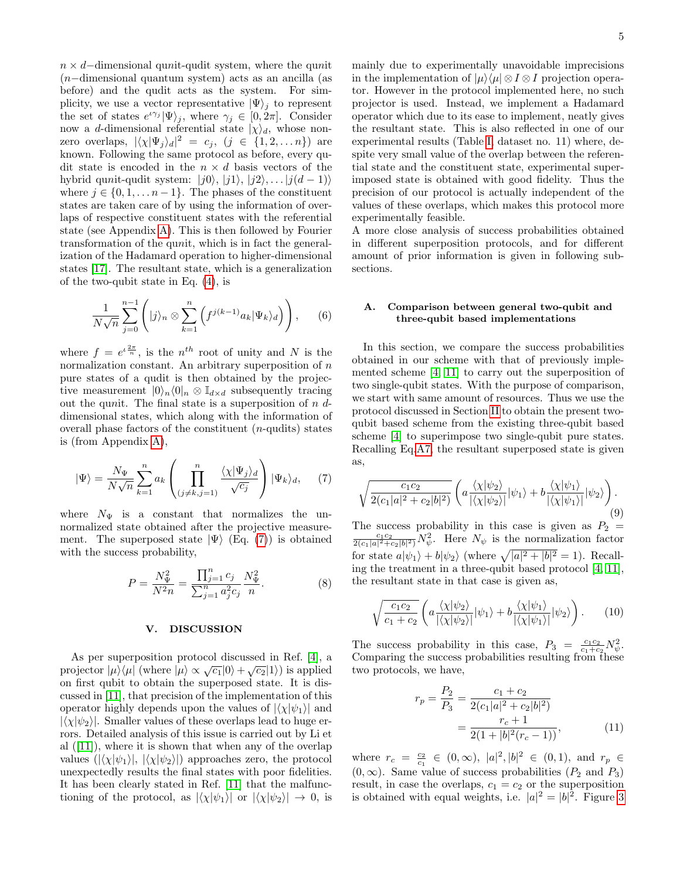$n \times d-$dimensional qu$n$it-qudit system, where the qu$n$it ($n-$dimensional quantum system) acts as an ancilla (as before) and the qudit acts as the system. For simplicity, we use a vector representative $|\Psi\rangle_j$ to represent the set of states $e^{\iota\gamma_j}|\Psi\rangle_j$, where $\gamma_j \in [0, 2\pi]$. Consider now a $d$-dimensional referential state $|\chi\rangle_d$, whose non-zero overlaps, $|\langle\chi|\Psi_j\rangle_d|^2 = c_j$, $(j \in \{1, 2, \ldots n\})$ are known. Following the same protocol as before, every qudit state is encoded in the $n \times d$ basis vectors of the hybrid qu$n$it-qudit system: $|j0\rangle$, $|j1\rangle$, $|j2\rangle, \ldots |j(d-1)\rangle$ where $j \in \{0, 1, \ldots n-1\}$. The phases of the constituent states are taken care of by using the information of overlaps of respective constituent states with the referential state (see Appendix A). This is then followed by Fourier transformation of the qu$n$it, which is in fact the generalization of the Hadamard operation to higher-dimensional states [17]. The resultant state, which is a generalization of the two-qubit state in Eq. (4), is

$$\frac{1}{N\sqrt{n}} \sum_{j=0}^{n-1} \left( |j\rangle_n \otimes \sum_{k=1}^{n} \left( f^{j(k-1)} a_k |\Psi_k\rangle_d \right) \right), \qquad (6)$$

where $f = e^{\iota \frac{2\pi}{n}}$, is the $n^{th}$ root of unity and $N$ is the normalization constant. An arbitrary superposition of $n$ pure states of a qudit is then obtained by the projective measurement $|0\rangle_n\langle 0|_n \otimes \mathbb{I}_{d\times d}$ subsequently tracing out the qu$n$it. The final state is a superposition of $n$ $d$-dimensional states, which along with the information of overall phase factors of the constituent ($n$-qudits) states is (from Appendix A),

$$|\Psi\rangle = \frac{N_\Psi}{N\sqrt{n}} \sum_{k=1}^{n} a_k \left( \prod_{(j\neq k, j=1)}^{n} \frac{\langle\chi|\Psi_j\rangle_d}{\sqrt{c_j}} \right) |\Psi_k\rangle_d, \qquad (7)$$

where $N_\Psi$ is a constant that normalizes the unnormalized state obtained after the projective measurement. The superposed state $|\Psi\rangle$ (Eq. (7)) is obtained with the success probability,

$$P = \frac{N_\Psi^2}{N^2 n} = \frac{\prod_{j=1}^{n} c_j}{\sum_{j=1}^{n} a_j^2 c_j} \frac{N_\Psi^2}{n}. \qquad (8)$$

## V. DISCUSSION

As per superposition protocol discussed in Ref. [4], a projector $|\mu\rangle\langle\mu|$ (where $|\mu\rangle \propto \sqrt{c_1}|0\rangle + \sqrt{c_2}|1\rangle$) is applied on first qubit to obtain the superposed state. It is discussed in [11], that precision of the implementation of this operator highly depends upon the values of $|\langle\chi|\psi_1\rangle|$ and $|\langle\chi|\psi_2\rangle|$. Smaller values of these overlaps lead to huge errors. Detailed analysis of this issue is carried out by Li et al ([11]), where it is shown that when any of the overlap values ($|\langle\chi|\psi_1\rangle|$, $|\langle\chi|\psi_2\rangle|$) approaches zero, the protocol unexpectedly results the final states with poor fidelities. It has been clearly stated in Ref. [11] that the malfunctioning of the protocol, as $|\langle\chi|\psi_1\rangle|$ or $|\langle\chi|\psi_2\rangle| \to 0$, is mainly due to experimentally unavoidable imprecisions in the implementation of $|\mu\rangle\langle\mu| \otimes I \otimes I$ projection operator. However in the protocol implemented here, no such projector is used. Instead, we implement a Hadamard operator which due to its ease to implement, neatly gives the resultant state. This is also reflected in one of our experimental results (Table I, dataset no. 11) where, despite very small value of the overlap between the referential state and the constituent state, experimental superimposed state is obtained with good fidelity. Thus the precision of our protocol is actually independent of the values of these overlaps, which makes this protocol more experimentally feasible.

A more close analysis of success probabilities obtained in different superposition protocols, and for different amount of prior information is given in following subsections.

### A. Comparison between general two-qubit and three-qubit based implementations

In this section, we compare the success probabilities obtained in our scheme with that of previously implemented scheme [4, 11] to carry out the superposition of two single-qubit states. With the purpose of comparison, we start with same amount of resources. Thus we use the protocol discussed in Section II to obtain the present two-qubit based scheme from the existing three-qubit based scheme [4] to superimpose two single-qubit pure states. Recalling Eq.A7, the resultant superposed state is given as,

$$\sqrt{\frac{c_1 c_2}{2(c_1|a|^2 + c_2|b|^2)}} \left( a \frac{\langle\chi|\psi_2\rangle}{|\langle\chi|\psi_2\rangle|} |\psi_1\rangle + b \frac{\langle\chi|\psi_1\rangle}{|\langle\chi|\psi_1\rangle|} |\psi_2\rangle \right). \qquad (9)$$

The success probability in this case is given as $P_2 = \frac{c_1 c_2}{2(c_1|a|^2 + c_2|b|^2)} N_\psi^2$. Here $N_\psi$ is the normalization factor for state $a|\psi_1\rangle + b|\psi_2\rangle$ (where $\sqrt{|a|^2 + |b|^2} = 1$). Recalling the treatment in a three-qubit based protocol [4, 11], the resultant state in that case is given as,

$$\sqrt{\frac{c_1 c_2}{c_1 + c_2}} \left( a \frac{\langle\chi|\psi_2\rangle}{|\langle\chi|\psi_2\rangle|} |\psi_1\rangle + b \frac{\langle\chi|\psi_1\rangle}{|\langle\chi|\psi_1\rangle|} |\psi_2\rangle \right). \qquad (10)$$

The success probability in this case, $P_3 = \frac{c_1 c_2}{c_1 + c_2} N_\psi^2$. Comparing the success probabilities resulting from these two protocols, we have,

$$\begin{aligned} r_p = \frac{P_2}{P_3} &= \frac{c_1 + c_2}{2(c_1|a|^2 + c_2|b|^2)} \\ &= \frac{r_c + 1}{2(1 + |b|^2(r_c - 1))}, \end{aligned} \qquad (11)$$

where $r_c = \frac{c_2}{c_1} \in (0, \infty)$, $|a|^2, |b|^2 \in (0, 1)$, and $r_p \in (0, \infty)$. Same value of success probabilities ($P_2$ and $P_3$) result, in case the overlaps, $c_1 = c_2$ or the superposition is obtained with equal weights, i.e. $|a|^2 = |b|^2$. Figure 3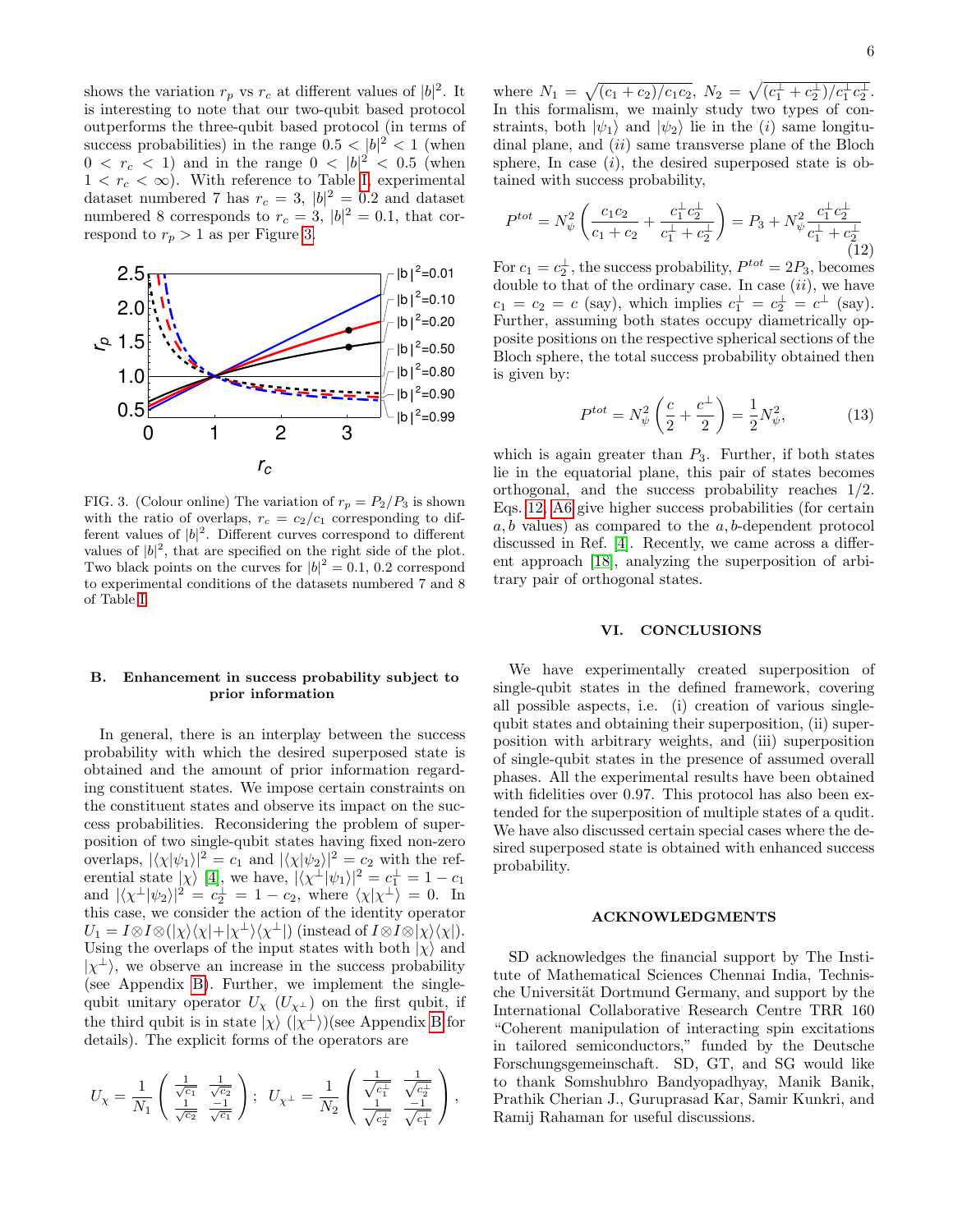shows the variation $r_p$ vs $r_c$ at different values of $|b|^2$. It is interesting to note that our two-qubit based protocol outperforms the three-qubit based protocol (in terms of success probabilities) in the range $0.5 < |b|^2 < 1$ (when $0 < r_c < 1$) and in the range $0 < |b|^2 < 0.5$ (when $1 < r_c < \infty$). With reference to Table I, experimental dataset numbered 7 has $r_c = 3$, $|b|^2 = 0.2$ and dataset numbered 8 corresponds to $r_c = 3$, $|b|^2 = 0.1$, that correspond to $r_p > 1$ as per Figure 3.

FIG. 3. (Colour online) The variation of $r_p = P_2/P_3$ is shown with the ratio of overlaps, $r_c = c_2/c_1$ corresponding to different values of $|b|^2$. Different curves correspond to different values of $|b|^2$, that are specified on the right side of the plot. Two black points on the curves for $|b|^2 = 0.1, 0.2$ correspond to experimental conditions of the datasets numbered 7 and 8 of Table I.

### B. Enhancement in success probability subject to prior information

In general, there is an interplay between the success probability with which the desired superposed state is obtained and the amount of prior information regarding constituent states. We impose certain constraints on the constituent states and observe its impact on the success probabilities. Reconsidering the problem of superposition of two single-qubit states having fixed non-zero overlaps, $|\langle\chi|\psi_1\rangle|^2 = c_1$ and $|\langle\chi|\psi_2\rangle|^2 = c_2$ with the referential state $|\chi\rangle$ [4], we have, $|\langle\chi^\perp|\psi_1\rangle|^2 = c_1^\perp = 1 - c_1$ and $|\langle\chi^\perp|\psi_2\rangle|^2 = c_2^\perp = 1 - c_2$, where $\langle\chi|\chi^\perp\rangle = 0$. In this case, we consider the action of the identity operator $U_1 = I\otimes I\otimes(|\chi\rangle\langle\chi|+|\chi^\perp\rangle\langle\chi^\perp|)$ (instead of $I\otimes I\otimes|\chi\rangle\langle\chi|$). Using the overlaps of the input states with both $|\chi\rangle$ and $|\chi^\perp\rangle$, we observe an increase in the success probability (see Appendix B). Further, we implement the single-qubit unitary operator $U_\chi$ ($U_{\chi^\perp}$) on the first qubit, if the third qubit is in state $|\chi\rangle$ ($|\chi^\perp\rangle$)(see Appendix B for details). The explicit forms of the operators are

$$U_\chi = \frac{1}{N_1}\begin{pmatrix} \frac{1}{\sqrt{c_1}} & \frac{1}{\sqrt{c_2}} \\ \frac{1}{\sqrt{c_2}} & \frac{-1}{\sqrt{c_1}} \end{pmatrix}; \;\; U_{\chi^\perp} = \frac{1}{N_2}\begin{pmatrix} \frac{1}{\sqrt{c_1^\perp}} & \frac{1}{\sqrt{c_2^\perp}} \\ \frac{1}{\sqrt{c_2^\perp}} & \frac{-1}{\sqrt{c_1^\perp}} \end{pmatrix},$$

where $N_1 = \sqrt{(c_1+c_2)/c_1c_2}$, $N_2 = \sqrt{(c_1^\perp+c_2^\perp)/c_1^\perp c_2^\perp}$. In this formalism, we mainly study two types of constraints, both $|\psi_1\rangle$ and $|\psi_2\rangle$ lie in the $(i)$ same longitudinal plane, and $(ii)$ same transverse plane of the Bloch sphere, In case $(i)$, the desired superposed state is obtained with success probability,

$$P^{tot} = N_\psi^2\left(\frac{c_1c_2}{c_1+c_2} + \frac{c_1^\perp c_2^\perp}{c_1^\perp + c_2^\perp}\right) = P_3 + N_\psi^2\frac{c_1^\perp c_2^\perp}{c_1^\perp + c_2^\perp} \tag{12}$$

For $c_1 = c_2^\perp$, the success probability, $P^{tot} = 2P_3$, becomes double to that of the ordinary case. In case $(ii)$, we have $c_1 = c_2 = c$ (say), which implies $c_1^\perp = c_2^\perp = c^\perp$ (say). Further, assuming both states occupy diametrically opposite positions on the respective spherical sections of the Bloch sphere, the total success probability obtained then is given by:

$$P^{tot} = N_\psi^2\left(\frac{c}{2} + \frac{c^\perp}{2}\right) = \frac{1}{2}N_\psi^2, \tag{13}$$

which is again greater than $P_3$. Further, if both states lie in the equatorial plane, this pair of states becomes orthogonal, and the success probability reaches 1/2. Eqs. 12, A6 give higher success probabilities (for certain $a, b$ values) as compared to the $a, b$-dependent protocol discussed in Ref. [4]. Recently, we came across a different approach [18], analyzing the superposition of arbitrary pair of orthogonal states.

## VI. CONCLUSIONS

We have experimentally created superposition of single-qubit states in the defined framework, covering all possible aspects, i.e. (i) creation of various single-qubit states and obtaining their superposition, (ii) superposition with arbitrary weights, and (iii) superposition of single-qubit states in the presence of assumed overall phases. All the experimental results have been obtained with fidelities over 0.97. This protocol has also been extended for the superposition of multiple states of a qudit. We have also discussed certain special cases where the desired superposed state is obtained with enhanced success probability.

## ACKNOWLEDGMENTS

SD acknowledges the financial support by The Institute of Mathematical Sciences Chennai India, Technische Universität Dortmund Germany, and support by the International Collaborative Research Centre TRR 160 "Coherent manipulation of interacting spin excitations in tailored semiconductors," funded by the Deutsche Forschungsgemeinschaft. SD, GT, and SG would like to thank Somshubhro Bandyopadhyay, Manik Banik, Prathik Cherian J., Guruprasad Kar, Samir Kunkri, and Ramij Rahaman for useful discussions.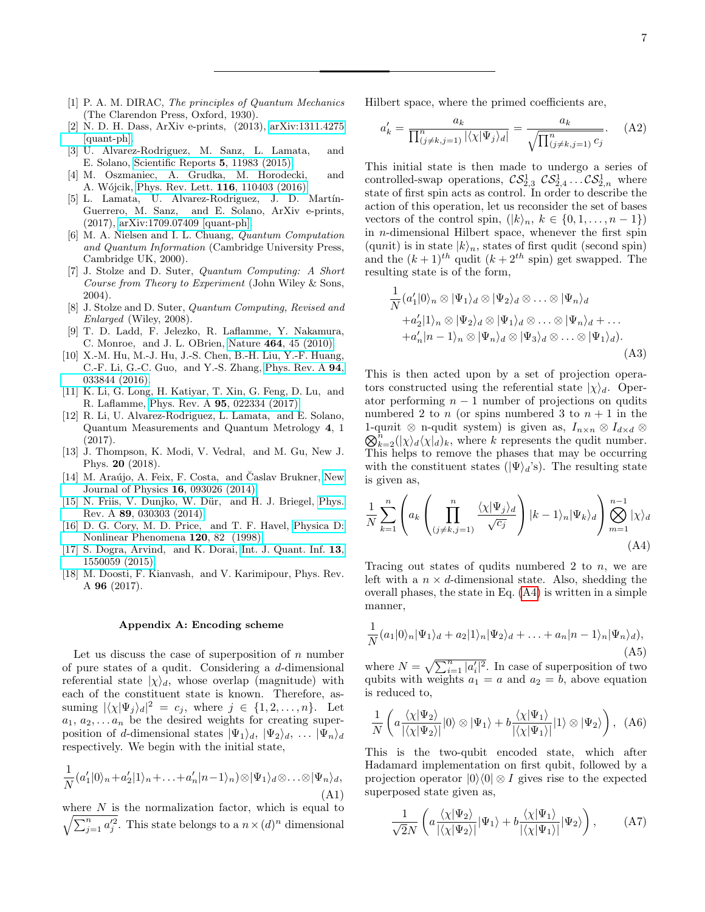[1] P. A. M. DIRAC, *The principles of Quantum Mechanics* (The Clarendon Press, Oxford, 1930).

[2] N. D. H. Dass, ArXiv e-prints, (2013), arXiv:1311.4275 [quant-ph].

[3] U. Alvarez-Rodriguez, M. Sanz, L. Lamata, and E. Solano, Scientific Reports **5**, 11983 (2015).

[4] M. Oszmaniec, A. Grudka, M. Horodecki, and A. Wójcik, Phys. Rev. Lett. **116**, 110403 (2016).

[5] L. Lamata, U. Alvarez-Rodriguez, J. D. Martín-Guerrero, M. Sanz, and E. Solano, ArXiv e-prints, (2017), arXiv:1709.07409 [quant-ph].

[6] M. A. Nielsen and I. L. Chuang, *Quantum Computation and Quantum Information* (Cambridge University Press, Cambridge UK, 2000).

[7] J. Stolze and D. Suter, *Quantum Computing: A Short Course from Theory to Experiment* (John Wiley & Sons, 2004).

[8] J. Stolze and D. Suter, *Quantum Computing, Revised and Enlarged* (Wiley, 2008).

[9] T. D. Ladd, F. Jelezko, R. Laflamme, Y. Nakamura, C. Monroe, and J. L. OBrien, Nature **464**, 45 (2010).

[10] X.-M. Hu, M.-J. Hu, J.-S. Chen, B.-H. Liu, Y.-F. Huang, C.-F. Li, G.-C. Guo, and Y.-S. Zhang, Phys. Rev. A **94**, 033844 (2016).

[11] K. Li, G. Long, H. Katiyar, T. Xin, G. Feng, D. Lu, and R. Laflamme, Phys. Rev. A **95**, 022334 (2017).

[12] R. Li, U. Alvarez-Rodriguez, L. Lamata, and E. Solano, Quantum Measurements and Quantum Metrology **4**, 1 (2017).

[13] J. Thompson, K. Modi, V. Vedral, and M. Gu, New J. Phys. **20** (2018).

[14] M. Araújo, A. Feix, F. Costa, and Časlav Brukner, New Journal of Physics **16**, 093026 (2014).

[15] N. Friis, V. Dunjko, W. Dür, and H. J. Briegel, Phys. Rev. A **89**, 030303 (2014).

[16] D. G. Cory, M. D. Price, and T. F. Havel, Physica D: Nonlinear Phenomena **120**, 82 (1998).

[17] S. Dogra, Arvind, and K. Dorai, Int. J. Quant. Inf. **13**, 1550059 (2015).

[18] M. Doosti, F. Kianvash, and V. Karimipour, Phys. Rev. A **96** (2017).

## Appendix A: Encoding scheme

Let us discuss the case of superposition of $n$ number of pure states of a qudit. Considering a $d$-dimensional referential state $|\chi\rangle_d$, whose overlap (magnitude) with each of the constituent state is known. Therefore, assuming $|\langle\chi|\Psi_j\rangle_d|^2 = c_j$, where $j \in \{1, 2, \ldots, n\}$. Let $a_1, a_2, \ldots a_n$ be the desired weights for creating superposition of $d$-dimensional states $|\Psi_1\rangle_d$, $|\Psi_2\rangle_d$, $\ldots$ $|\Psi_n\rangle_d$ respectively. We begin with the initial state,

$$\frac{1}{N}(a_1'|0\rangle_n + a_2'|1\rangle_n + \ldots + a_n'|n-1\rangle_n) \otimes |\Psi_1\rangle_d \otimes \ldots \otimes |\Psi_n\rangle_d, \tag{A1}$$

where $N$ is the normalization factor, which is equal to $\sqrt{\sum_{j=1}^{n} a_j'^2}$. This state belongs to a $n \times (d)^n$ dimensional Hilbert space, where the primed coefficients are,

$$a_k' = \frac{a_k}{\prod_{(j\neq k, j=1)}^{n} |\langle\chi|\Psi_j\rangle_d|} = \frac{a_k}{\sqrt{\prod_{(j\neq k, j=1)}^{n} c_j}}. \tag{A2}$$

This initial state is then made to undergo a series of controlled-swap operations, $\mathcal{CS}_{2,3}^1\ \mathcal{CS}_{2,4}^1 \ldots \mathcal{CS}_{2,n}^1$ where state of first spin acts as control. In order to describe the action of this operation, let us reconsider the set of bases vectors of the control spin, ($|k\rangle_n$, $k \in \{0, 1, \ldots, n-1\}$) in $n$-dimensional Hilbert space, whenever the first spin (qu$n$it) is in state $|k\rangle_n$, states of first qudit (second spin) and the $(k+1)^{th}$ qudit $(k+2^{th}$ spin) get swapped. The resulting state is of the form,

$$\begin{aligned}\frac{1}{N}(&a_1'|0\rangle_n \otimes |\Psi_1\rangle_d \otimes |\Psi_2\rangle_d \otimes \ldots \otimes |\Psi_n\rangle_d \\ &+ a_2'|1\rangle_n \otimes |\Psi_2\rangle_d \otimes |\Psi_1\rangle_d \otimes \ldots \otimes |\Psi_n\rangle_d + \ldots \\ &+ a_n'|n-1\rangle_n \otimes |\Psi_n\rangle_d \otimes |\Psi_3\rangle_d \otimes \ldots \otimes |\Psi_1\rangle_d).\end{aligned} \tag{A3}$$

This is then acted upon by a set of projection operators constructed using the referential state $|\chi\rangle_d$. Operator performing $n-1$ number of projections on qudits numbered 2 to $n$ (or spins numbered 3 to $n+1$ in the 1-qu$n$it $\otimes$ n-qudit system) is given as, $I_{n\times n} \otimes I_{d\times d} \otimes \bigotimes_{k=2}^{n} (|\chi\rangle_d\langle\chi|_d)_k$, where $k$ represents the qudit number. This helps to remove the phases that may be occurring with the constituent states ($|\Psi\rangle_d$'s). The resulting state is given as,

$$\frac{1}{N}\sum_{k=1}^{n}\left(a_k\left(\prod_{(j\neq k, j=1)}^{n}\frac{\langle\chi|\Psi_j\rangle_d}{\sqrt{c_j}}\right)|k-1\rangle_n|\Psi_k\rangle_d\right)\bigotimes_{m=1}^{n-1}|\chi\rangle_d \tag{A4}$$

Tracing out states of qudits numbered 2 to $n$, we are left with a $n \times d$-dimensional state. Also, shedding the overall phases, the state in Eq. (A4) is written in a simple manner,

$$\frac{1}{N}(a_1|0\rangle_n|\Psi_1\rangle_d + a_2|1\rangle_n|\Psi_2\rangle_d + \ldots + a_n|n-1\rangle_n|\Psi_n\rangle_d), \tag{A5}$$

where $N = \sqrt{\sum_{i=1}^{n}|a_i'|^2}$. In case of superposition of two qubits with weights $a_1 = a$ and $a_2 = b$, above equation is reduced to,

$$\frac{1}{N}\left(a\frac{\langle\chi|\Psi_2\rangle}{|\langle\chi|\Psi_2\rangle|}|0\rangle \otimes |\Psi_1\rangle + b\frac{\langle\chi|\Psi_1\rangle}{|\langle\chi|\Psi_1\rangle|}|1\rangle \otimes |\Psi_2\rangle\right), \tag{A6}$$

This is the two-qubit encoded state, which after Hadamard implementation on first qubit, followed by a projection operator $|0\rangle\langle 0| \otimes I$ gives rise to the expected superposed state given as,

$$\frac{1}{\sqrt{2}N}\left(a\frac{\langle\chi|\Psi_2\rangle}{|\langle\chi|\Psi_2\rangle|}|\Psi_1\rangle + b\frac{\langle\chi|\Psi_1\rangle}{|\langle\chi|\Psi_1\rangle|}|\Psi_2\rangle\right), \tag{A7}$$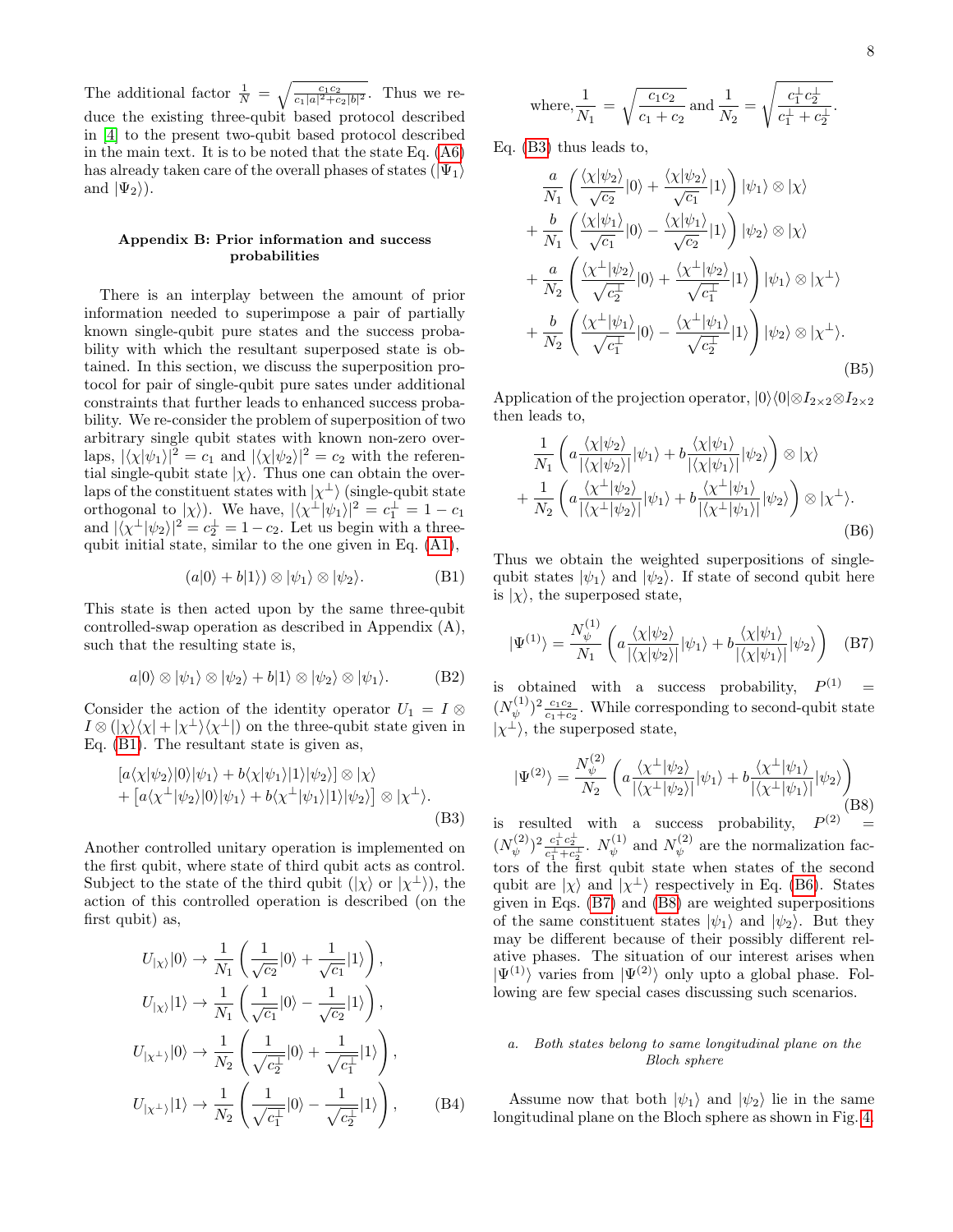The additional factor $\frac{1}{N} = \sqrt{\frac{c_1 c_2}{c_1|a|^2 + c_2|b|^2}}$. Thus we reduce the existing three-qubit based protocol described in [4] to the present two-qubit based protocol described in the main text. It is to be noted that the state Eq. (A6) has already taken care of the overall phases of states ($|\Psi_1\rangle$ and $|\Psi_2\rangle$).

### Appendix B: Prior information and success probabilities

There is an interplay between the amount of prior information needed to superimpose a pair of partially known single-qubit pure states and the success probability with which the resultant superposed state is obtained. In this section, we discuss the superposition protocol for pair of single-qubit pure sates under additional constraints that further leads to enhanced success probability. We re-consider the problem of superposition of two arbitrary single qubit states with known non-zero overlaps, $|\langle\chi|\psi_1\rangle|^2 = c_1$ and $|\langle\chi|\psi_2\rangle|^2 = c_2$ with the referential single-qubit state $|\chi\rangle$. Thus one can obtain the overlaps of the constituent states with $|\chi^\perp\rangle$ (single-qubit state orthogonal to $|\chi\rangle$). We have, $|\langle\chi^\perp|\psi_1\rangle|^2 = c_1^\perp = 1 - c_1$ and $|\langle\chi^\perp|\psi_2\rangle|^2 = c_2^\perp = 1 - c_2$. Let us begin with a three-qubit initial state, similar to the one given in Eq. (A1),

$$(a|0\rangle + b|1\rangle) \otimes |\psi_1\rangle \otimes |\psi_2\rangle. \tag{B1}$$

This state is then acted upon by the same three-qubit controlled-swap operation as described in Appendix (A), such that the resulting state is,

$$a|0\rangle \otimes |\psi_1\rangle \otimes |\psi_2\rangle + b|1\rangle \otimes |\psi_2\rangle \otimes |\psi_1\rangle. \tag{B2}$$

Consider the action of the identity operator $U_1 = I \otimes I \otimes (|\chi\rangle\langle\chi| + |\chi^\perp\rangle\langle\chi^\perp|)$ on the three-qubit state given in Eq. (B1). The resultant state is given as,

$$\begin{aligned}
&[a\langle\chi|\psi_2\rangle|0\rangle|\psi_1\rangle + b\langle\chi|\psi_1\rangle|1\rangle|\psi_2\rangle] \otimes |\chi\rangle \\
&+ \left[a\langle\chi^\perp|\psi_2\rangle|0\rangle|\psi_1\rangle + b\langle\chi^\perp|\psi_1\rangle|1\rangle|\psi_2\rangle\right] \otimes |\chi^\perp\rangle.
\end{aligned} \tag{B3}$$

Another controlled unitary operation is implemented on the first qubit, where state of third qubit acts as control. Subject to the state of the third qubit ($|\chi\rangle$ or $|\chi^\perp\rangle$), the action of this controlled operation is described (on the first qubit) as,

$$\begin{aligned}
U_{|\chi\rangle}|0\rangle &\rightarrow \frac{1}{N_1}\left(\frac{1}{\sqrt{c_2}}|0\rangle + \frac{1}{\sqrt{c_1}}|1\rangle\right), \\
U_{|\chi\rangle}|1\rangle &\rightarrow \frac{1}{N_1}\left(\frac{1}{\sqrt{c_1}}|0\rangle - \frac{1}{\sqrt{c_2}}|1\rangle\right), \\
U_{|\chi^\perp\rangle}|0\rangle &\rightarrow \frac{1}{N_2}\left(\frac{1}{\sqrt{c_2^\perp}}|0\rangle + \frac{1}{\sqrt{c_1^\perp}}|1\rangle\right), \\
U_{|\chi^\perp\rangle}|1\rangle &\rightarrow \frac{1}{N_2}\left(\frac{1}{\sqrt{c_1^\perp}}|0\rangle - \frac{1}{\sqrt{c_2^\perp}}|1\rangle\right),
\end{aligned} \tag{B4}$$

$$\text{where,} \frac{1}{N_1} = \sqrt{\frac{c_1 c_2}{c_1 + c_2}} \text{ and } \frac{1}{N_2} = \sqrt{\frac{c_1^\perp c_2^\perp}{c_1^\perp + c_2^\perp}}.$$

Eq. (B3) thus leads to,

$$\begin{aligned}
&\frac{a}{N_1}\left(\frac{\langle\chi|\psi_2\rangle}{\sqrt{c_2}}|0\rangle + \frac{\langle\chi|\psi_2\rangle}{\sqrt{c_1}}|1\rangle\right)|\psi_1\rangle \otimes |\chi\rangle \\
&+ \frac{b}{N_1}\left(\frac{\langle\chi|\psi_1\rangle}{\sqrt{c_1}}|0\rangle - \frac{\langle\chi|\psi_1\rangle}{\sqrt{c_2}}|1\rangle\right)|\psi_2\rangle \otimes |\chi\rangle \\
&+ \frac{a}{N_2}\left(\frac{\langle\chi^\perp|\psi_2\rangle}{\sqrt{c_2^\perp}}|0\rangle + \frac{\langle\chi^\perp|\psi_2\rangle}{\sqrt{c_1^\perp}}|1\rangle\right)|\psi_1\rangle \otimes |\chi^\perp\rangle \\
&+ \frac{b}{N_2}\left(\frac{\langle\chi^\perp|\psi_1\rangle}{\sqrt{c_1^\perp}}|0\rangle - \frac{\langle\chi^\perp|\psi_1\rangle}{\sqrt{c_2^\perp}}|1\rangle\right)|\psi_2\rangle \otimes |\chi^\perp\rangle.
\end{aligned} \tag{B5}$$

Application of the projection operator, $|0\rangle\langle 0| \otimes I_{2\times2} \otimes I_{2\times2}$ then leads to,

$$\begin{aligned}
&\frac{1}{N_1}\left(a\frac{\langle\chi|\psi_2\rangle}{|\langle\chi|\psi_2\rangle|}|\psi_1\rangle + b\frac{\langle\chi|\psi_1\rangle}{|\langle\chi|\psi_1\rangle|}|\psi_2\rangle\right) \otimes |\chi\rangle \\
&+ \frac{1}{N_2}\left(a\frac{\langle\chi^\perp|\psi_2\rangle}{|\langle\chi^\perp|\psi_2\rangle|}|\psi_1\rangle + b\frac{\langle\chi^\perp|\psi_1\rangle}{|\langle\chi^\perp|\psi_1\rangle|}|\psi_2\rangle\right) \otimes |\chi^\perp\rangle.
\end{aligned} \tag{B6}$$

Thus we obtain the weighted superpositions of single-qubit states $|\psi_1\rangle$ and $|\psi_2\rangle$. If state of second qubit here is $|\chi\rangle$, the superposed state,

$$|\Psi^{(1)}\rangle = \frac{N_\psi^{(1)}}{N_1}\left(a\frac{\langle\chi|\psi_2\rangle}{|\langle\chi|\psi_2\rangle|}|\psi_1\rangle + b\frac{\langle\chi|\psi_1\rangle}{|\langle\chi|\psi_1\rangle|}|\psi_2\rangle\right) \tag{B7}$$

is obtained with a success probability, $P^{(1)} = (N_\psi^{(1)})^2 \frac{c_1 c_2}{c_1 + c_2}$. While corresponding to second-qubit state $|\chi^\perp\rangle$, the superposed state,

$$|\Psi^{(2)}\rangle = \frac{N_\psi^{(2)}}{N_2}\left(a\frac{\langle\chi^\perp|\psi_2\rangle}{|\langle\chi^\perp|\psi_2\rangle|}|\psi_1\rangle + b\frac{\langle\chi^\perp|\psi_1\rangle}{|\langle\chi^\perp|\psi_1\rangle|}|\psi_2\rangle\right) \tag{B8}$$

is resulted with a success probability, $P^{(2)} = (N_\psi^{(2)})^2 \frac{c_1^\perp c_2^\perp}{c_1^\perp + c_2^\perp}$. $N_\psi^{(1)}$ and $N_\psi^{(2)}$ are the normalization factors of the first qubit state when states of the second qubit are $|\chi\rangle$ and $|\chi^\perp\rangle$ respectively in Eq. (B6). States given in Eqs. (B7) and (B8) are weighted superpositions of the same constituent states $|\psi_1\rangle$ and $|\psi_2\rangle$. But they may be different because of their possibly different relative phases. The situation of our interest arises when $|\Psi^{(1)}\rangle$ varies from $|\Psi^{(2)}\rangle$ only upto a global phase. Following are few special cases discussing such scenarios.

#### *a. Both states belong to same longitudinal plane on the Bloch sphere*

Assume now that both $|\psi_1\rangle$ and $|\psi_2\rangle$ lie in the same longitudinal plane on the Bloch sphere as shown in Fig. 4.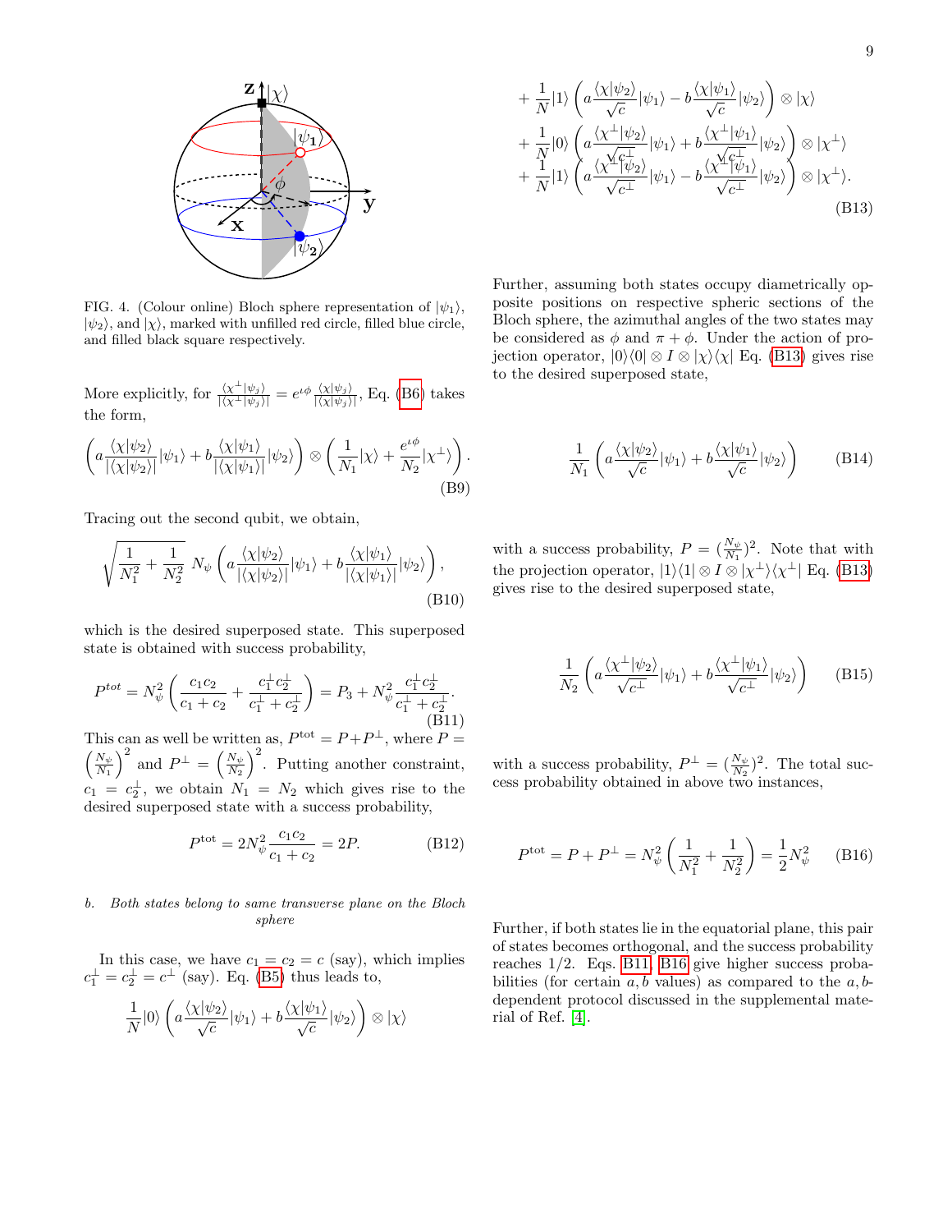z $|\chi\rangle$

$|\psi_1\rangle$

$\phi$

y

x

$|\psi_2\rangle$

FIG. 4. (Colour online) Bloch sphere representation of $|\psi_1\rangle$, $|\psi_2\rangle$, and $|\chi\rangle$, marked with unfilled red circle, filled blue circle, and filled black square respectively.

More explicitly, for $\frac{\langle\chi^\perp|\psi_j\rangle}{|\langle\chi^\perp|\psi_j\rangle|} = e^{\iota\phi}\frac{\langle\chi|\psi_j\rangle}{|\langle\chi|\psi_j\rangle|}$, Eq. (B6) takes the form,

$$\left(a\frac{\langle\chi|\psi_2\rangle}{|\langle\chi|\psi_2\rangle|}|\psi_1\rangle + b\frac{\langle\chi|\psi_1\rangle}{|\langle\chi|\psi_1\rangle|}|\psi_2\rangle\right)\otimes\left(\frac{1}{N_1}|\chi\rangle + \frac{e^{\iota\phi}}{N_2}|\chi^\perp\rangle\right). \tag{B9}$$

Tracing out the second qubit, we obtain,

$$\sqrt{\frac{1}{N_1^2}+\frac{1}{N_2^2}}\ N_\psi\left(a\frac{\langle\chi|\psi_2\rangle}{|\langle\chi|\psi_2\rangle|}|\psi_1\rangle + b\frac{\langle\chi|\psi_1\rangle}{|\langle\chi|\psi_1\rangle|}|\psi_2\rangle\right), \tag{B10}$$

which is the desired superposed state. This superposed state is obtained with success probability,

$$P^{tot} = N_\psi^2\left(\frac{c_1c_2}{c_1+c_2}+\frac{c_1^\perp c_2^\perp}{c_1^\perp+c_2^\perp}\right) = P_3 + N_\psi^2\frac{c_1^\perp c_2^\perp}{c_1^\perp+c_2^\perp}. \tag{B11}$$

This can as well be written as, $P^{\rm tot} = P + P^\perp$, where $P = \left(\frac{N_\psi}{N_1}\right)^2$ and $P^\perp = \left(\frac{N_\psi}{N_2}\right)^2$. Putting another constraint, $c_1 = c_2^\perp$, we obtain $N_1 = N_2$ which gives rise to the desired superposed state with a success probability,

$$P^{\rm tot} = 2N_\psi^2\frac{c_1c_2}{c_1+c_2} = 2P. \tag{B12}$$

### b. Both states belong to same transverse plane on the Bloch sphere

In this case, we have $c_1 = c_2 = c$ (say), which implies $c_1^\perp = c_2^\perp = c^\perp$ (say). Eq. (B5) thus leads to,

$$\begin{aligned}
&\frac{1}{N}|0\rangle\left(a\frac{\langle\chi|\psi_2\rangle}{\sqrt{c}}|\psi_1\rangle + b\frac{\langle\chi|\psi_1\rangle}{\sqrt{c}}|\psi_2\rangle\right)\otimes|\chi\rangle\\
&+\frac{1}{N}|1\rangle\left(a\frac{\langle\chi|\psi_2\rangle}{\sqrt{c}}|\psi_1\rangle - b\frac{\langle\chi|\psi_1\rangle}{\sqrt{c}}|\psi_2\rangle\right)\otimes|\chi\rangle\\
&+\frac{1}{N}|0\rangle\left(a\frac{\langle\chi^\perp|\psi_2\rangle}{\sqrt{c^\perp}}|\psi_1\rangle + b\frac{\langle\chi^\perp|\psi_1\rangle}{\sqrt{c^\perp}}|\psi_2\rangle\right)\otimes|\chi^\perp\rangle\\
&+\frac{1}{N}|1\rangle\left(a\frac{\langle\chi^\perp|\psi_2\rangle}{\sqrt{c^\perp}}|\psi_1\rangle - b\frac{\langle\chi^\perp|\psi_1\rangle}{\sqrt{c^\perp}}|\psi_2\rangle\right)\otimes|\chi^\perp\rangle.
\end{aligned} \tag{B13}$$

Further, assuming both states occupy diametrically opposite positions on respective spheric sections of the Bloch sphere, the azimuthal angles of the two states may be considered as $\phi$ and $\pi+\phi$. Under the action of projection operator, $|0\rangle\langle 0|\otimes I\otimes|\chi\rangle\langle\chi|$ Eq. (B13) gives rise to the desired superposed state,

$$\frac{1}{N_1}\left(a\frac{\langle\chi|\psi_2\rangle}{\sqrt{c}}|\psi_1\rangle + b\frac{\langle\chi|\psi_1\rangle}{\sqrt{c}}|\psi_2\rangle\right) \tag{B14}$$

with a success probability, $P = (\frac{N_\psi}{N_1})^2$. Note that with the projection operator, $|1\rangle\langle 1|\otimes I\otimes|\chi^\perp\rangle\langle\chi^\perp|$ Eq. (B13) gives rise to the desired superposed state,

$$\frac{1}{N_2}\left(a\frac{\langle\chi^\perp|\psi_2\rangle}{\sqrt{c^\perp}}|\psi_1\rangle + b\frac{\langle\chi^\perp|\psi_1\rangle}{\sqrt{c^\perp}}|\psi_2\rangle\right) \tag{B15}$$

with a success probability, $P^\perp = (\frac{N_\psi}{N_2})^2$. The total success probability obtained in above two instances,

$$P^{\rm tot} = P + P^\perp = N_\psi^2\left(\frac{1}{N_1^2}+\frac{1}{N_2^2}\right) = \frac{1}{2}N_\psi^2 \tag{B16}$$

Further, if both states lie in the equatorial plane, this pair of states becomes orthogonal, and the success probability reaches 1/2. Eqs. B11, B16 give higher success probabilities (for certain $a, b$ values) as compared to the $a, b$-dependent protocol discussed in the supplemental material of Ref. [4].